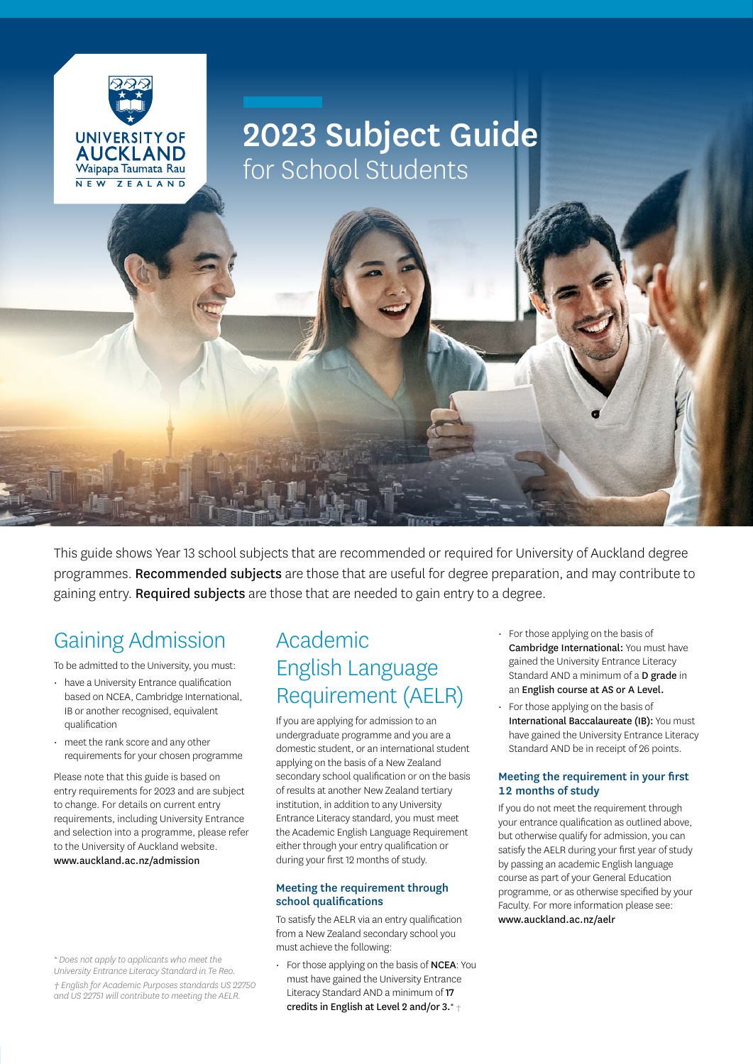# 2023 Subject Guide
for School Students

This guide shows Year 13 school subjects that are recommended or required for University of Auckland degree programmes. **Recommended subjects** are those that are useful for degree preparation, and may contribute to gaining entry. **Required subjects** are those that are needed to gain entry to a degree.

## Gaining Admission

To be admitted to the University, you must:

- have a University Entrance qualification based on NCEA, Cambridge International, IB or another recognised, equivalent qualification
- meet the rank score and any other requirements for your chosen programme

Please note that this guide is based on entry requirements for 2023 and are subject to change. For details on current entry requirements, including University Entrance and selection into a programme, please refer to the University of Auckland website. **www.auckland.ac.nz/admission**

## Academic English Language Requirement (AELR)

If you are applying for admission to an undergraduate programme and you are a domestic student, or an international student applying on the basis of a New Zealand secondary school qualification or on the basis of results at another New Zealand tertiary institution, in addition to any University Entrance Literacy standard, you must meet the Academic English Language Requirement either through your entry qualification or during your first 12 months of study.

### Meeting the requirement through school qualifications

To satisfy the AELR via an entry qualification from a New Zealand secondary school you must achieve the following:

- For those applying on the basis of **NCEA**: You must have gained the University Entrance Literacy Standard AND a minimum of **17 credits in English at Level 2 and/or 3.*** †
- For those applying on the basis of **Cambridge International:** You must have gained the University Entrance Literacy Standard AND a minimum of a **D grade** in an **English course at AS or A Level.**
- For those applying on the basis of **International Baccalaureate (IB):** You must have gained the University Entrance Literacy Standard AND be in receipt of 26 points.

### Meeting the requirement in your first 12 months of study

If you do not meet the requirement through your entrance qualification as outlined above, but otherwise qualify for admission, you can satisfy the AELR during your first year of study by passing an academic English language course as part of your General Education programme, or as otherwise specified by your Faculty. For more information please see: **www.auckland.ac.nz/aelr**

*\* Does not apply to applicants who meet the University Entrance Literacy Standard in Te Reo.*

*† English for Academic Purposes standards US 22750 and US 22751 will contribute to meeting the AELR.*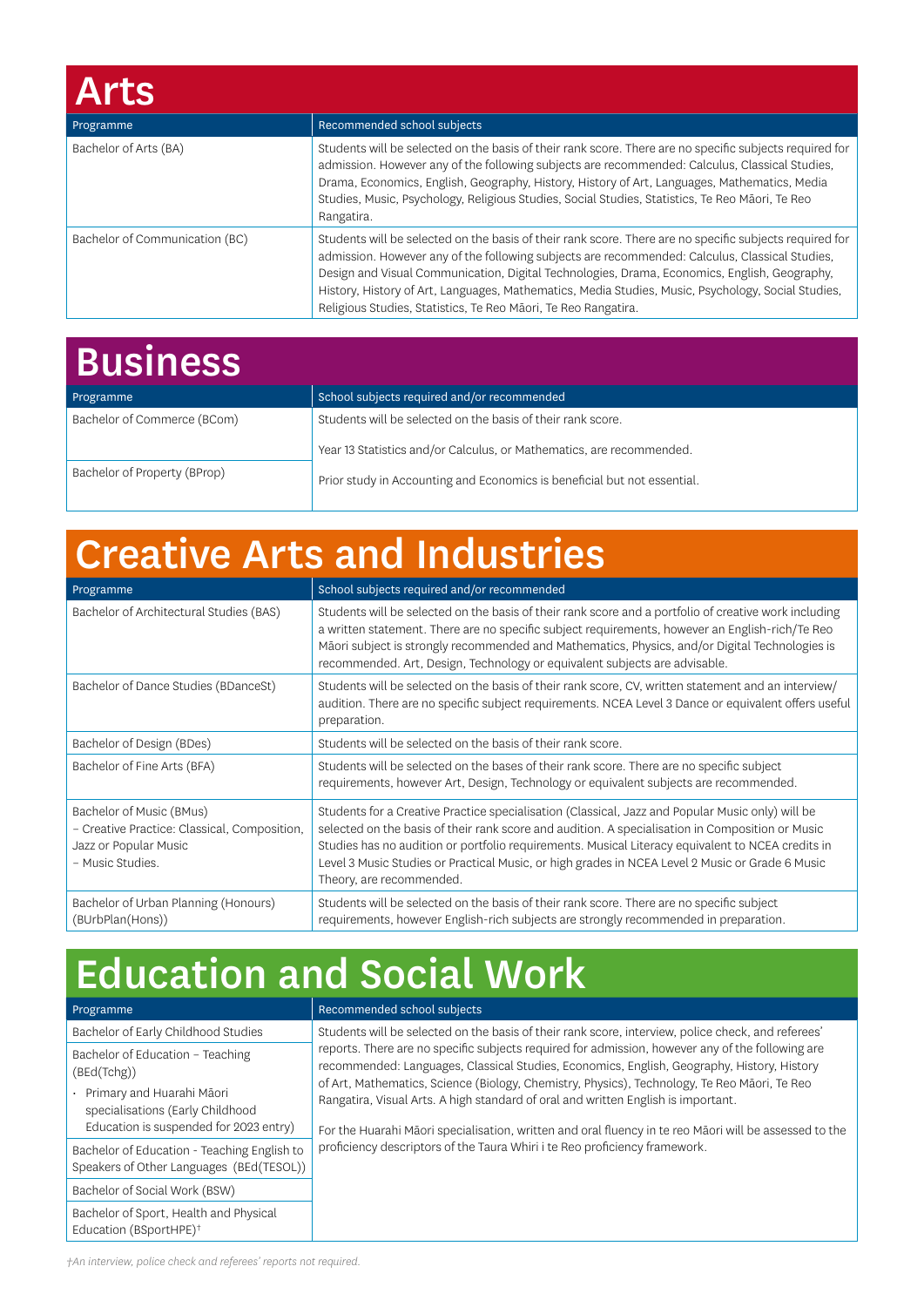# Arts

| Programme | Recommended school subjects |
| --- | --- |
| Bachelor of Arts (BA) | Students will be selected on the basis of their rank score. There are no specific subjects required for admission. However any of the following subjects are recommended: Calculus, Classical Studies, Drama, Economics, English, Geography, History, History of Art, Languages, Mathematics, Media Studies, Music, Psychology, Religious Studies, Social Studies, Statistics, Te Reo Māori, Te Reo Rangatira. |
| Bachelor of Communication (BC) | Students will be selected on the basis of their rank score. There are no specific subjects required for admission. However any of the following subjects are recommended: Calculus, Classical Studies, Design and Visual Communication, Digital Technologies, Drama, Economics, English, Geography, History, History of Art, Languages, Mathematics, Media Studies, Music, Psychology, Social Studies, Religious Studies, Statistics, Te Reo Māori, Te Reo Rangatira. |

# Business

| Programme | School subjects required and/or recommended |
| --- | --- |
| Bachelor of Commerce (BCom)<br><br>Bachelor of Property (BProp) | Students will be selected on the basis of their rank score.<br><br>Year 13 Statistics and/or Calculus, or Mathematics, are recommended.<br><br>Prior study in Accounting and Economics is beneficial but not essential. |

# Creative Arts and Industries

| Programme | School subjects required and/or recommended |
| --- | --- |
| Bachelor of Architectural Studies (BAS) | Students will be selected on the basis of their rank score and a portfolio of creative work including a written statement. There are no specific subject requirements, however an English-rich/Te Reo Māori subject is strongly recommended and Mathematics, Physics, and/or Digital Technologies is recommended. Art, Design, Technology or equivalent subjects are advisable. |
| Bachelor of Dance Studies (BDanceSt) | Students will be selected on the basis of their rank score, CV, written statement and an interview/audition. There are no specific subject requirements. NCEA Level 3 Dance or equivalent offers useful preparation. |
| Bachelor of Design (BDes) | Students will be selected on the basis of their rank score. |
| Bachelor of Fine Arts (BFA) | Students will be selected on the bases of their rank score. There are no specific subject requirements, however Art, Design, Technology or equivalent subjects are recommended. |
| Bachelor of Music (BMus)<br>– Creative Practice: Classical, Composition, Jazz or Popular Music<br>– Music Studies. | Students for a Creative Practice specialisation (Classical, Jazz and Popular Music only) will be selected on the basis of their rank score and audition. A specialisation in Composition or Music Studies has no audition or portfolio requirements. Musical Literacy equivalent to NCEA credits in Level 3 Music Studies or Practical Music, or high grades in NCEA Level 2 Music or Grade 6 Music Theory, are recommended. |
| Bachelor of Urban Planning (Honours) (BUrbPlan(Hons)) | Students will be selected on the basis of their rank score. There are no specific subject requirements, however English-rich subjects are strongly recommended in preparation. |

# Education and Social Work

| Programme | Recommended school subjects |
| --- | --- |
| Bachelor of Early Childhood Studies<br><br>Bachelor of Education – Teaching (BEd(Tchg))<br>• Primary and Huarahi Māori specialisations (Early Childhood Education is suspended for 2023 entry)<br><br>Bachelor of Education - Teaching English to Speakers of Other Languages (BEd(TESOL))<br><br>Bachelor of Social Work (BSW)<br><br>Bachelor of Sport, Health and Physical Education (BSportHPE)† | Students will be selected on the basis of their rank score, interview, police check, and referees' reports. There are no specific subjects required for admission, however any of the following are recommended: Languages, Classical Studies, Economics, English, Geography, History, History of Art, Mathematics, Science (Biology, Chemistry, Physics), Technology, Te Reo Māori, Te Reo Rangatira, Visual Arts. A high standard of oral and written English is important.<br><br>For the Huarahi Māori specialisation, written and oral fluency in te reo Māori will be assessed to the proficiency descriptors of the Taura Whiri i te Reo proficiency framework. |

*†An interview, police check and referees' reports not required.*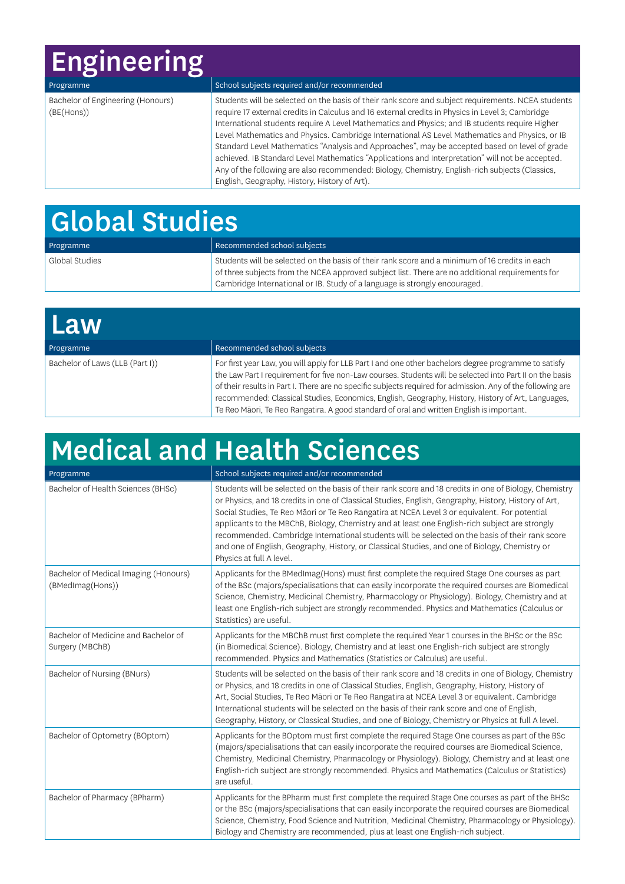# Engineering

| Programme | School subjects required and/or recommended |
| --- | --- |
| Bachelor of Engineering (Honours) (BE(Hons)) | Students will be selected on the basis of their rank score and subject requirements. NCEA students require 17 external credits in Calculus and 16 external credits in Physics in Level 3; Cambridge International students require A Level Mathematics and Physics; and IB students require Higher Level Mathematics and Physics. Cambridge International AS Level Mathematics and Physics, or IB Standard Level Mathematics "Analysis and Approaches", may be accepted based on level of grade achieved. IB Standard Level Mathematics "Applications and Interpretation" will not be accepted. Any of the following are also recommended: Biology, Chemistry, English-rich subjects (Classics, English, Geography, History, History of Art). |

# Global Studies

| Programme | Recommended school subjects |
| --- | --- |
| Global Studies | Students will be selected on the basis of their rank score and a minimum of 16 credits in each of three subjects from the NCEA approved subject list. There are no additional requirements for Cambridge International or IB. Study of a language is strongly encouraged. |

# Law

| Programme | Recommended school subjects |
| --- | --- |
| Bachelor of Laws (LLB (Part I)) | For first year Law, you will apply for LLB Part I and one other bachelors degree programme to satisfy the Law Part I requirement for five non-Law courses. Students will be selected into Part II on the basis of their results in Part I. There are no specific subjects required for admission. Any of the following are recommended: Classical Studies, Economics, English, Geography, History, History of Art, Languages, Te Reo Māori, Te Reo Rangatira. A good standard of oral and written English is important. |

# Medical and Health Sciences

| Programme | School subjects required and/or recommended |
| --- | --- |
| Bachelor of Health Sciences (BHSc) | Students will be selected on the basis of their rank score and 18 credits in one of Biology, Chemistry or Physics, and 18 credits in one of Classical Studies, English, Geography, History, History of Art, Social Studies, Te Reo Māori or Te Reo Rangatira at NCEA Level 3 or equivalent. For potential applicants to the MBChB, Biology, Chemistry and at least one English-rich subject are strongly recommended. Cambridge International students will be selected on the basis of their rank score and one of English, Geography, History, or Classical Studies, and one of Biology, Chemistry or Physics at full A level. |
| Bachelor of Medical Imaging (Honours) (BMedImag(Hons)) | Applicants for the BMedImag(Hons) must first complete the required Stage One courses as part of the BSc (majors/specialisations that can easily incorporate the required courses are Biomedical Science, Chemistry, Medicinal Chemistry, Pharmacology or Physiology). Biology, Chemistry and at least one English-rich subject are strongly recommended. Physics and Mathematics (Calculus or Statistics) are useful. |
| Bachelor of Medicine and Bachelor of Surgery (MBChB) | Applicants for the MBChB must first complete the required Year 1 courses in the BHSc or the BSc (in Biomedical Science). Biology, Chemistry and at least one English-rich subject are strongly recommended. Physics and Mathematics (Statistics or Calculus) are useful. |
| Bachelor of Nursing (BNurs) | Students will be selected on the basis of their rank score and 18 credits in one of Biology, Chemistry or Physics, and 18 credits in one of Classical Studies, English, Geography, History, History of Art, Social Studies, Te Reo Māori or Te Reo Rangatira at NCEA Level 3 or equivalent. Cambridge International students will be selected on the basis of their rank score and one of English, Geography, History, or Classical Studies, and one of Biology, Chemistry or Physics at full A level. |
| Bachelor of Optometry (BOptom) | Applicants for the BOptom must first complete the required Stage One courses as part of the BSc (majors/specialisations that can easily incorporate the required courses are Biomedical Science, Chemistry, Medicinal Chemistry, Pharmacology or Physiology). Biology, Chemistry and at least one English-rich subject are strongly recommended. Physics and Mathematics (Calculus or Statistics) are useful. |
| Bachelor of Pharmacy (BPharm) | Applicants for the BPharm must first complete the required Stage One courses as part of the BHSc or the BSc (majors/specialisations that can easily incorporate the required courses are Biomedical Science, Chemistry, Food Science and Nutrition, Medicinal Chemistry, Pharmacology or Physiology). Biology and Chemistry are recommended, plus at least one English-rich subject. |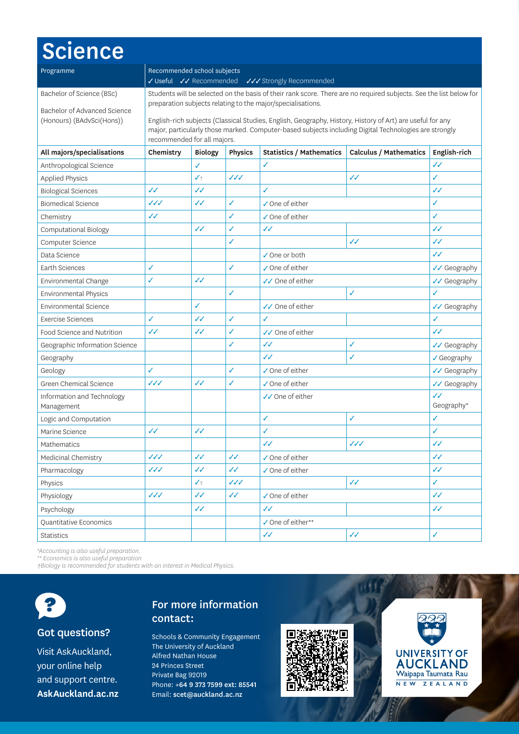# Science

| Programme | Recommended school subjects<br>✓ Useful ✓✓ Recommended ✓✓✓ Strongly Recommended |
|---|---|
| Bachelor of Science (BSc)<br><br>Bachelor of Advanced Science (Honours) (BAdvSci(Hons)) | Students will be selected on the basis of their rank score. There are no required subjects. See the list below for preparation subjects relating to the major/specialisations.<br><br>English-rich subjects (Classical Studies, English, Geography, History, History of Art) are useful for any major, particularly those marked. Computer-based subjects including Digital Technologies are strongly recommended for all majors. |

| All majors/specialisations | Chemistry | Biology | Physics | Statistics / Mathematics | Calculus / Mathematics | English-rich |
|---|---|---|---|---|---|---|
| Anthropological Science | | ✓ | | ✓ | | ✓✓ |
| Applied Physics | | ✓† | ✓✓✓ | | ✓✓ | ✓ |
| Biological Sciences | ✓✓ | ✓✓ | | ✓ | | ✓✓ |
| Biomedical Science | ✓✓✓ | ✓✓ | ✓ | ✓ One of either | | ✓ |
| Chemistry | ✓✓ | | ✓ | ✓ One of either | | ✓ |
| Computational Biology | | ✓✓ | ✓ | ✓✓ | | ✓✓ |
| Computer Science | | | ✓ | | ✓✓ | ✓✓ |
| Data Science | | | | ✓ One or both | | ✓✓ |
| Earth Sciences | ✓ | | ✓ | ✓ One of either | | ✓✓ Geography |
| Environmental Change | ✓ | ✓✓ | | ✓✓ One of either | | ✓✓ Geography |
| Environmental Physics | | | ✓ | | ✓ | ✓ |
| Environmental Science | | ✓ | | ✓✓ One of either | | ✓✓ Geography |
| Exercise Sciences | ✓ | ✓✓ | ✓ | ✓ | | ✓ |
| Food Science and Nutrition | ✓✓ | ✓✓ | ✓ | ✓✓ One of either | | ✓✓ |
| Geographic Information Science | | | ✓ | ✓✓ | ✓ | ✓✓ Geography |
| Geography | | | | ✓✓ | ✓ | ✓ Geography |
| Geology | ✓ | | ✓ | ✓ One of either | | ✓✓ Geography |
| Green Chemical Science | ✓✓✓ | ✓✓ | ✓ | ✓ One of either | | ✓✓ Geography |
| Information and Technology Management | | | | ✓✓ One of either | | ✓✓ Geography* |
| Logic and Computation | | | | ✓ | ✓ | ✓ |
| Marine Science | ✓✓ | ✓✓ | | ✓ | | ✓ |
| Mathematics | | | | ✓✓ | ✓✓✓ | ✓✓ |
| Medicinal Chemistry | ✓✓✓ | ✓✓ | ✓✓ | ✓ One of either | | ✓✓ |
| Pharmacology | ✓✓✓ | ✓✓ | ✓✓ | ✓ One of either | | ✓✓ |
| Physics | | ✓† | ✓✓✓ | | ✓✓ | ✓ |
| Physiology | ✓✓✓ | ✓✓ | ✓✓ | ✓ One of either | | ✓✓ |
| Psychology | | ✓✓ | | ✓✓ | | ✓✓ |
| Quantitative Economics | | | | ✓ One of either** | | |
| Statistics | | | | ✓✓ | ✓✓ | ✓ |

*\*Accounting is also useful preparation.*
*\*\* Economics is also useful preparation*
*†Biology is recommended for students with an interest in Medical Physics.*

## Got questions?

Visit AskAuckland, your online help and support centre.
**AskAuckland.ac.nz**

## For more information contact:

Schools & Community Engagement
The University of Auckland
Alfred Nathan House
24 Princes Street
Private Bag 92019
Phone: **+64 9 373 7599 ext: 85541**
Email: **scet@auckland.ac.nz**

UNIVERSITY OF AUCKLAND
Waipapa Taumata Rau
NEW ZEALAND